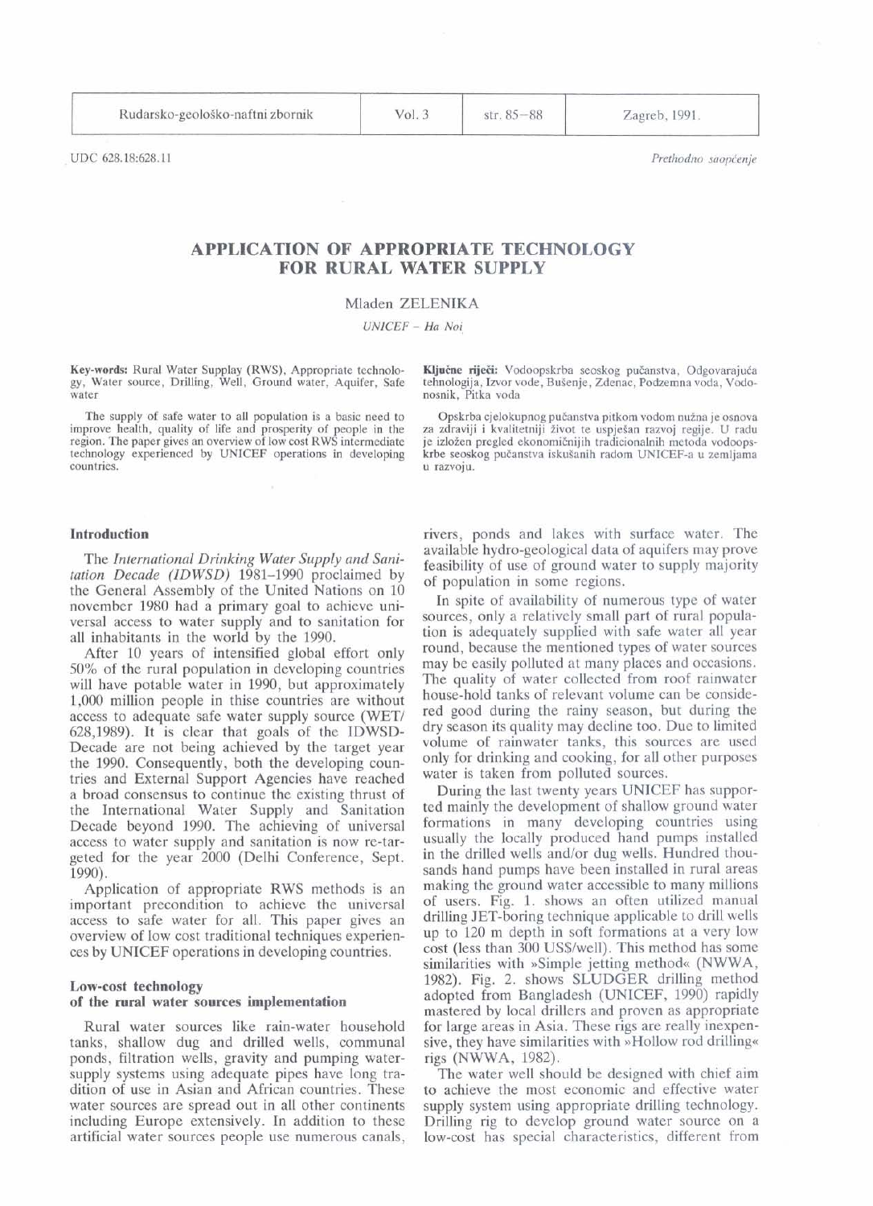UDC 628.18:628.11

*Prethodno saopćenje*

# APPLICATION OF APPROPRIATE TECHNOLOGY FOR RURAL WATER SUPPLY

Mladen ZELENIKA

*UNICEF – Ha Noi*

**Key-words:** Rural Water Supplay (RWS), Appropriate technology, Water source, Drilling, Well, Ground water, Aquifer, Safe water

The supply of safe water to all population is a basic need to improve health, quality of life and prosperity of people in the region. The paper gives an overview of low cost RWS intermediate technology experienced by UNICEF operations in developing countries.

**Ključne riječi:** Vodoopskrba seoskog pučanstva, Odgovarajuća tehnologija, Izvor vode, Bušenje, Zdenac, Podzemna voda, Vodonosnik, Pitka voda

Opskrba cjelokupnog pučanstva pitkom vodom nužna je osnova za zdraviji i kvalitetniji život te uspješan razvoj regije. U radu je izložen pregled ekonomičnijih tradicionalnih metoda vodoopskrbe seoskog pučanstva iskušanih radom UNICEF-a u zemljama u razvoju.

## Introduction

The *International Drinking Water Supply and Sanitation Decade (IDWSD)* 1981–1990 proclaimed by the General Assembly of the United Nations on 10 november 1980 had a primary goal to achieve universal access to water supply and to sanitation for all inhabitants in the world by the 1990.

After 10 years of intensified global effort only 50% of the rural population in developing countries will have potable water in 1990, but approximately 1,000 million people in thise countries are without access to adequate safe water supply source (WET/628,1989). It is clear that goals of the IDWSD-Decade are not being achieved by the target year the 1990. Consequently, both the developing countries and External Support Agencies have reached a broad consensus to continue the existing thrust of the International Water Supply and Sanitation Decade beyond 1990. The achieving of universal access to water supply and sanitation is now re-targeted for the year 2000 (Delhi Conference, Sept. 1990).

Application of appropriate RWS methods is an important precondition to achieve the universal access to safe water for all. This paper gives an overview of low cost traditional techniques experiences by UNICEF operations in developing countries.

## Low-cost technology of the rural water sources implementation

Rural water sources like rain-water household tanks, shallow dug and drilled wells, communal ponds, filtration wells, gravity and pumping water-supply systems using adequate pipes have long tradition of use in Asian and African countries. These water sources are spread out in all other continents including Europe extensively. In addition to these artificial water sources people use numerous canals, rivers, ponds and lakes with surface water. The available hydro-geological data of aquifers may prove feasibility of use of ground water to supply majority of population in some regions.

In spite of availability of numerous type of water sources, only a relatively small part of rural population is adequately supplied with safe water all year round, because the mentioned types of water sources may be easily polluted at many places and occasions. The quality of water collected from roof rainwater house-hold tanks of relevant volume can be considered good during the rainy season, but during the dry season its quality may decline too. Due to limited volume of rainwater tanks, this sources are used only for drinking and cooking, for all other purposes water is taken from polluted sources.

During the last twenty years UNICEF has supported mainly the development of shallow ground water formations in many developing countries using usually the locally produced hand pumps installed in the drilled wells and/or dug wells. Hundred thousands hand pumps have been installed in rural areas making the ground water accessible to many millions of users. Fig. 1. shows an often utilized manual drilling JET-boring technique applicable to drill wells up to 120 m depth in soft formations at a very low cost (less than 300 US$/well). This method has some similarities with »Simple jetting method« (NWWA, 1982). Fig. 2. shows SLUDGER drilling method adopted from Bangladesh (UNICEF, 1990) rapidly mastered by local drillers and proven as appropriate for large areas in Asia. These rigs are really inexpensive, they have similarities with »Hollow rod drilling« rigs (NWWA, 1982).

The water well should be designed with chief aim to achieve the most economic and effective water supply system using appropriate drilling technology. Drilling rig to develop ground water source on a low-cost has special characteristics, different from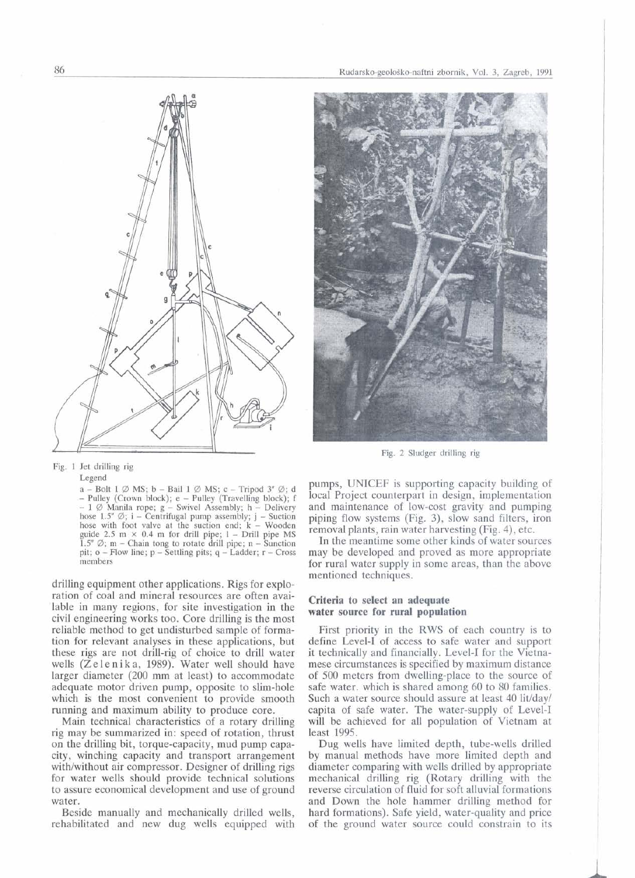Fig. 1 Jet drilling rig

Legend

a – Bolt 1 Ø MS; b – Bail 1 Ø MS; c – Tripod 3" Ø; d – Pulley (Crown block); e – Pulley (Travelling block); f – 1 Ø Manila rope; g – Swivel Assembly; h – Delivery hose 1.5" Ø; i – Centrifugal pump assembly; j – Suction hose with foot valve at the suction end; k – Wooden guide 2.5 m × 0.4 m for drill pipe; l – Drill pipe MS 1.5" Ø; m – Chain tong to rotate drill pipe; n – Sunction pit; o – Flow line; p – Settling pits; q – Ladder; r – Cross members

Fig. 2 Sludger drilling rig

drilling equipment other applications. Rigs for exploration of coal and mineral resources are often available in many regions, for site investigation in the civil engineering works too. Core drilling is the most reliable method to get undisturbed sample of formation for relevant analyses in these applications, but these rigs are not drill-rig of choice to drill water wells (Zelenika, 1989). Water well should have larger diameter (200 mm at least) to accommodate adequate motor driven pump, opposite to slim-hole which is the most convenient to provide smooth running and maximum ability to produce core.

Main technical characteristics of a rotary drilling rig may be summarized in: speed of rotation, thrust on the drilling bit, torque-capacity, mud pump capacity, winching capacity and transport arrangement with/without air compressor. Designer of drilling rigs for water wells should provide technical solutions to assure economical development and use of ground water.

Beside manually and mechanically drilled wells, rehabilitated and new dug wells equipped with pumps, UNICEF is supporting capacity building of local Project counterpart in design, implementation and maintenance of low-cost gravity and pumping piping flow systems (Fig. 3), slow sand filters, iron removal plants, rain water harvesting (Fig. 4), etc.

In the meantime some other kinds of water sources may be developed and proved as more appropriate for rural water supply in some areas, than the above mentioned techniques.

## Criteria to select an adequate water source for rural population

First priority in the RWS of each country is to define Level-I of access to safe water and support it technically and financially. Level-I for the Vietnamese circumstances is specified by maximum distance of 500 meters from dwelling-place to the source of safe water, which is shared among 60 to 80 families. Such a water source should assure at least 40 lit/day/capita of safe water. The water-supply of Level-I will be achieved for all population of Vietnam at least 1995.

Dug wells have limited depth, tube-wells drilled by manual methods have more limited depth and diameter comparing with wells drilled by appropriate mechanical drilling rig (Rotary drilling with the reverse circulation of fluid for soft alluvial formations and Down the hole hammer drilling method for hard formations). Safe yield, water-quality and price of the ground water source could constrain to its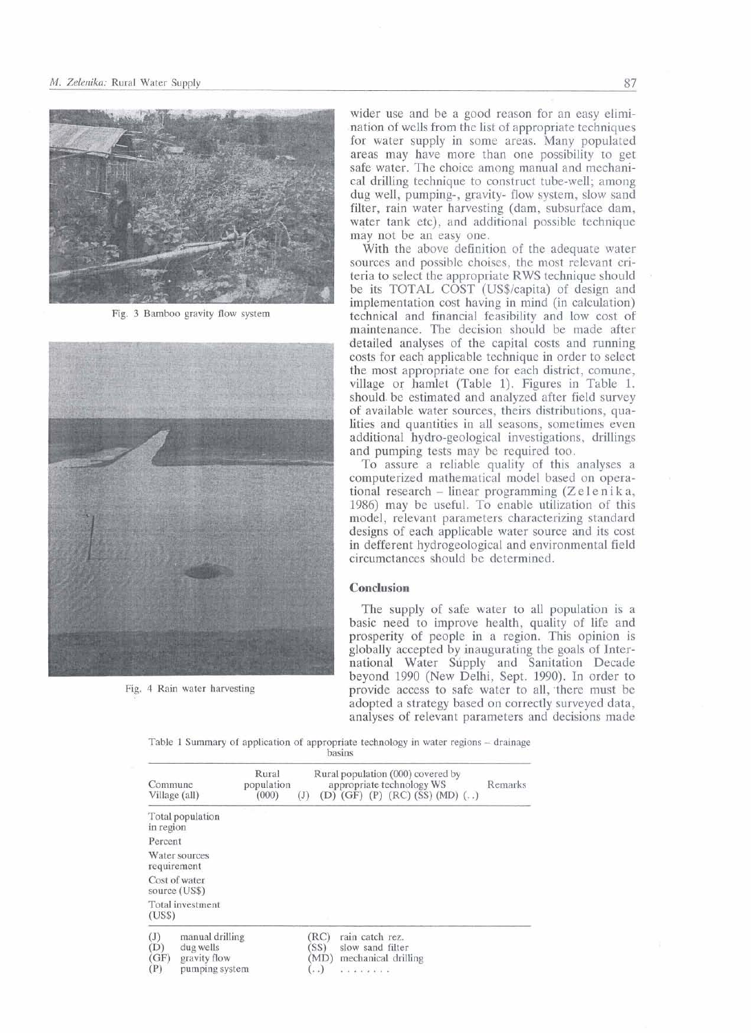Fig. 3 Bamboo gravity flow system

Fig. 4 Rain water harvesting

wider use and be a good reason for an easy elimination of wells from the list of appropriate techniques for water supply in some areas. Many populated areas may have more than one possibility to get safe water. The choice among manual and mechanical drilling technique to construct tube-well; among dug well, pumping-, gravity- flow system, slow sand filter, rain water harvesting (dam, subsurface dam, water tank etc), and additional possible technique may not be an easy one.

With the above definition of the adequate water sources and possible choices, the most relevant criteria to select the appropriate RWS technique should be its TOTAL COST (US$/capita) of design and implementation cost having in mind (in calculation) technical and financial feasibility and low cost of maintenance. The decision should be made after detailed analyses of the capital costs and running costs for each applicable technique in order to select the most appropriate one for each district, comune, village or hamlet (Table 1). Figures in Table 1. should be estimated and analyzed after field survey of available water sources, theirs distributions, qualities and quantities in all seasons, sometimes even additional hydro-geological investigations, drillings and pumping tests may be required too.

To assure a reliable quality of this analyses a computerized mathematical model based on operational research – linear programming (Zelenika, 1986) may be useful. To enable utilization of this model, relevant parameters characterizing standard designs of each applicable water source and its cost in defferent hydrogeological and environmental field circumctances should be determined.

## Conclusion

The supply of safe water to all population is a basic need to improve health, quality of life and prosperity of people in a region. This opinion is globally accepted by inaugurating the goals of International Water Supply and Sanitation Decade beyond 1990 (New Delhi, Sept. 1990). In order to provide access to safe water to all, there must be adopted a strategy based on correctly surveyed data, analyses of relevant parameters and decisions made

Table 1 Summary of application of appropriate technology in water regions – drainage basins

| Commune Village (all) | Rural population (000) | Rural population (000) covered by appropriate technology WS (J) (D) (GF) (P) (RC) (SS) (MD) (..) | Remarks |
|---|---|---|---|
| Total population in region | | | |
| Percent | | | |
| Water sources requirement | | | |
| Cost of water source (US$) | | | |
| Total investment (US$) | | | |

(J) manual drilling
(D) dug wells
(GF) gravity flow
(P) pumping system
(RC) rain catch rez.
(SS) slow sand filter
(MD) mechanical drilling
(..) . . . . . . . .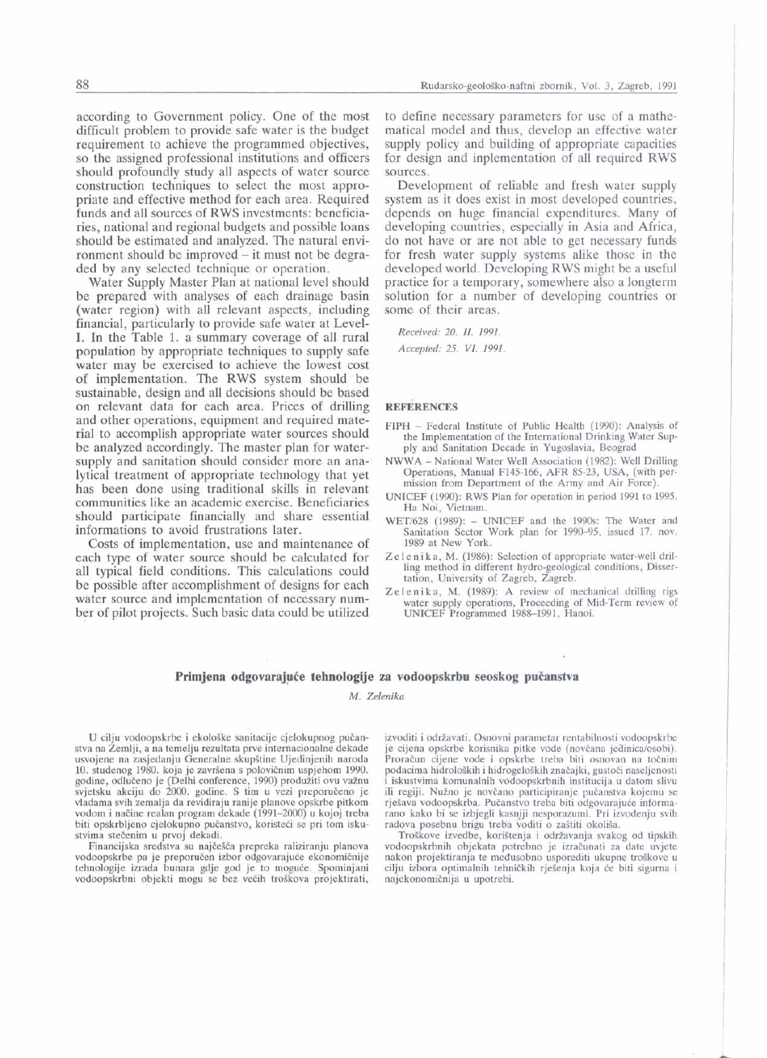according to Government policy. One of the most difficult problem to provide safe water is the budget requirement to achieve the programmed objectives, so the assigned professional institutions and officers should profoundly study all aspects of water source construction techniques to select the most appropriate and effective method for each area. Required funds and all sources of RWS investments: beneficiaries, national and regional budgets and possible loans should be estimated and analyzed. The natural environment should be improved – it must not be degraded by any selected technique or operation.

Water Supply Master Plan at national level should be prepared with analyses of each drainage basin (water region) with all relevant aspects, including financial, particularly to provide safe water at Level-I. In the Table 1. a summary coverage of all rural population by appropriate techniques to supply safe water may be exercised to achieve the lowest cost of implementation. The RWS system should be sustainable, design and all decisions should be based on relevant data for each area. Prices of drilling and other operations, equipment and required material to accomplish appropriate water sources should be analyzed accordingly. The master plan for water-supply and sanitation should consider more an analytical treatment of appropriate technology that yet has been done using traditional skills in relevant communities like an academic exercise. Beneficiaries should participate financially and share essential informations to avoid frustrations later.

Costs of implementation, use and maintenance of each type of water source should be calculated for all typical field conditions. This calculations could be possible after accomplishment of designs for each water source and implementation of necessary number of pilot projects. Such basic data could be utilized to define necessary parameters for use of a mathematical model and thus, develop an effective water supply policy and building of appropriate capacities for design and implementation of all required RWS sources.

Development of reliable and fresh water supply system as it does exist in most developed countries, depends on huge financial expenditures. Many of developing countries, especially in Asia and Africa, do not have or are not able to get necessary funds for fresh water supply systems alike those in the developed world. Developing RWS might be a useful practice for a temporary, somewhere also a longterm solution for a number of developing countries or some of their areas.

*Received: 20. II. 1991.*

*Accepted: 25. VI. 1991.*

## REFERENCES

FIPH – Federal Institute of Public Health (1990): Analysis of the Implementation of the International Drinking Water Supply and Sanitation Decade in Yugoslavia, Beograd

NWWA – National Water Well Association (1982): Well Drilling Operations, Manual F145-166, AFR 85-23, USA, (with permission from Department of the Army and Air Force).

UNICEF (1990): RWS Plan for operation in period 1991 to 1995. Ha Noi, Vietnam.

WET/628 (1989): – UNICEF and the 1990s: The Water and Sanitation Sector Work plan for 1990–95, issued 17. nov. 1989 at New York.

Zelenika, M. (1986): Selection of appropriate water-well drilling method in different hydro-geological conditions, Dissertation, University of Zagreb, Zagreb.

Zelenika, M. (1989): A review of mechanical drilling rigs water supply operations, Proceeding of Mid-Term review of UNICEF Programmed 1988–1991, Hanoi.

## Primjena odgovarajuće tehnologije za vodoopskrbu seoskog pučanstva

*M. Zelenika*

U cilju vodoopskrbe i ekološke sanitacije cjelokupnog pučanstva na Zemlji, a na temelju rezultata prve internacionalne dekade usvojene na zasjedanju Generalne skupštine Ujedinjenih naroda 10. studenog 1980. koja je završena s polovičnim uspjehom 1990. godine, odlučeno je (Delhi conference, 1990) produžiti ovu važnu svjetsku akciju do 2000. godine. S tim u vezi preporučeno je vladama svih zemalja da revidiraju ranije planove opskrbe pitkom vodom i načine realan program dekade (1991–2000) u kojoj treba biti opskrbljeno cjelokupno pučanstvo, koristeći se pri tom iskustvima stečenim u prvoj dekadi.

Financijska sredstva su najčešća prepreka raliziranju planova vodoopskrbe pa je preporučen izbor odgovarajuće ekonomičnije tehnologije izrada bunara gdje god je to moguće. Spominjani vodoopskrbni objekti mogu se bez većih troškova projektirati, izvoditi i održavati. Osnovni parametar rentabilnosti vodoopskrbe je cijena opskrbe korisnika pitke vode (novčana jedinica/osobi). Proračun cijene vode i opskrbe treba biti osnovan na točnim podacima hidroloških i hidrogeoloških značajki, gustoći naseljenosti i iskustvima komunalnih vodoopskrbnih institucija u datom slivu ili regiji. Nužno je novčano participiranje pučanstva kojemu se rješava vodoopskrba. Pučanstvo treba biti odgovarajuće informirano kako bi se izbjegli kasniji nesporazumi. Pri izvođenju svih radova posebnu brigu treba voditi o zaštiti okoliša.

Troškove izvedbe, korištenja i održavanja svakog od tipskih vodoopskrbnih objekata potrebno je izračunati za date uvjete nakon projektiranja te međusobno usporediti ukupne troškove u cilju izbora optimalnih tehničkih rješenja koja će biti sigurna i najekonomičnija u upotrebi.